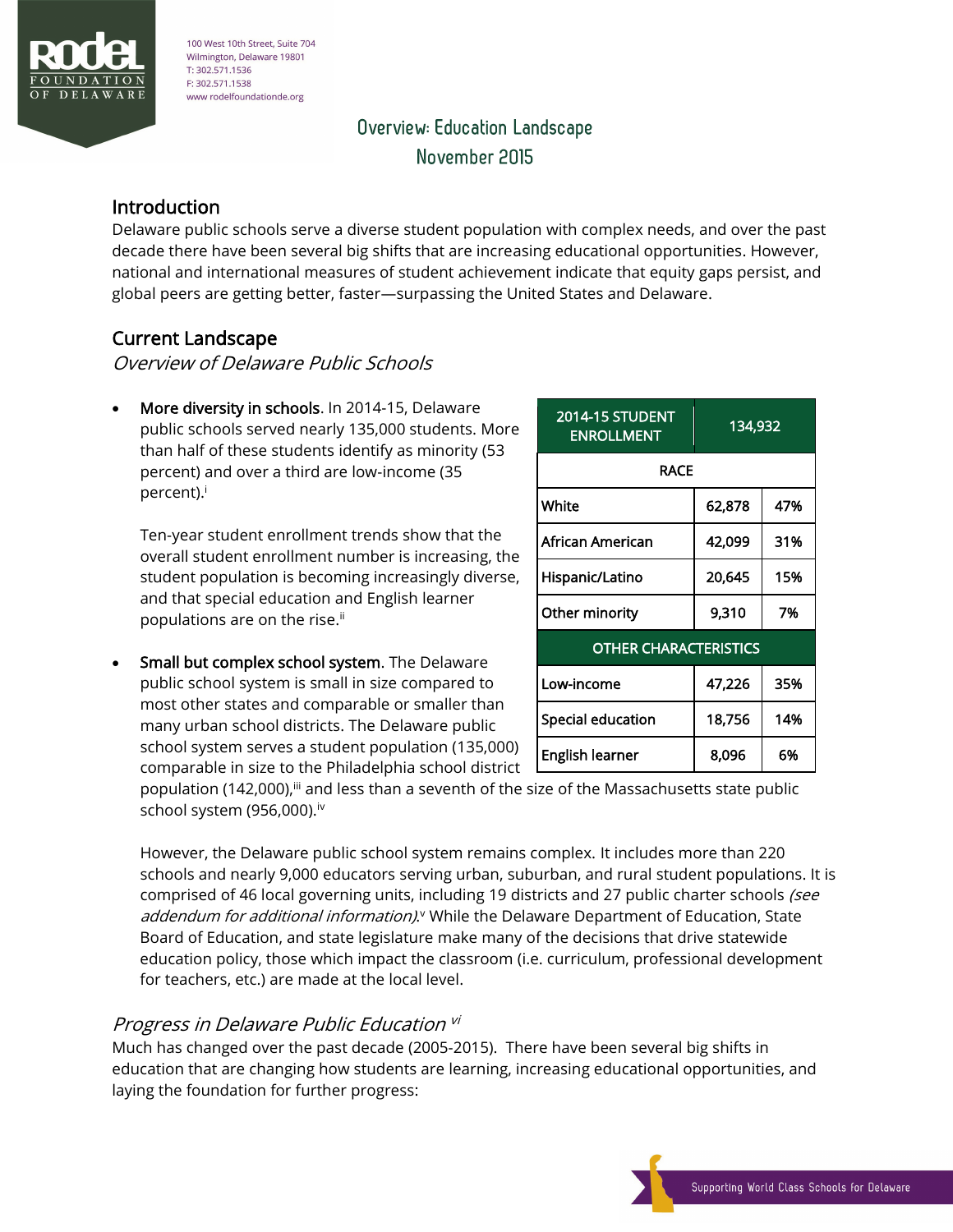Rodel Foundation of Delaware
100 West 10th Street, Suite 704
Wilmington, Delaware 19801
T: 302.571.1536
F: 302.571.1538
www.rodelfoundationde.org

# Overview: Education Landscape
## November 2015

## Introduction

Delaware public schools serve a diverse student population with complex needs, and over the past decade there have been several big shifts that are increasing educational opportunities. However, national and international measures of student achievement indicate that equity gaps persist, and global peers are getting better, faster—surpassing the United States and Delaware.

## Current Landscape

*Overview of Delaware Public Schools*

- More diversity in schools. In 2014-15, Delaware public schools served nearly 135,000 students. More than half of these students identify as minority (53 percent) and over a third are low-income (35 percent).[i]

  Ten-year student enrollment trends show that the overall student enrollment number is increasing, the student population is becoming increasingly diverse, and that special education and English learner populations are on the rise.[ii]

| 2014-15 STUDENT ENROLLMENT | 134,932 | |
|---|---|---|
| RACE | | |
| White | 62,878 | 47% |
| African American | 42,099 | 31% |
| Hispanic/Latino | 20,645 | 15% |
| Other minority | 9,310 | 7% |
| OTHER CHARACTERISTICS | | |
| Low-income | 47,226 | 35% |
| Special education | 18,756 | 14% |
| English learner | 8,096 | 6% |

- Small but complex school system. The Delaware public school system is small in size compared to most other states and comparable or smaller than many urban school districts. The Delaware public school system serves a student population (135,000) comparable in size to the Philadelphia school district population (142,000),[iii] and less than a seventh of the size of the Massachusetts state public school system (956,000).[iv]

  However, the Delaware public school system remains complex. It includes more than 220 schools and nearly 9,000 educators serving urban, suburban, and rural student populations. It is comprised of 46 local governing units, including 19 districts and 27 public charter schools *(see addendum for additional information).*[v] While the Delaware Department of Education, State Board of Education, and state legislature make many of the decisions that drive statewide education policy, those which impact the classroom (i.e. curriculum, professional development for teachers, etc.) are made at the local level.

*Progress in Delaware Public Education* [vi]

Much has changed over the past decade (2005-2015). There have been several big shifts in education that are changing how students are learning, increasing educational opportunities, and laying the foundation for further progress: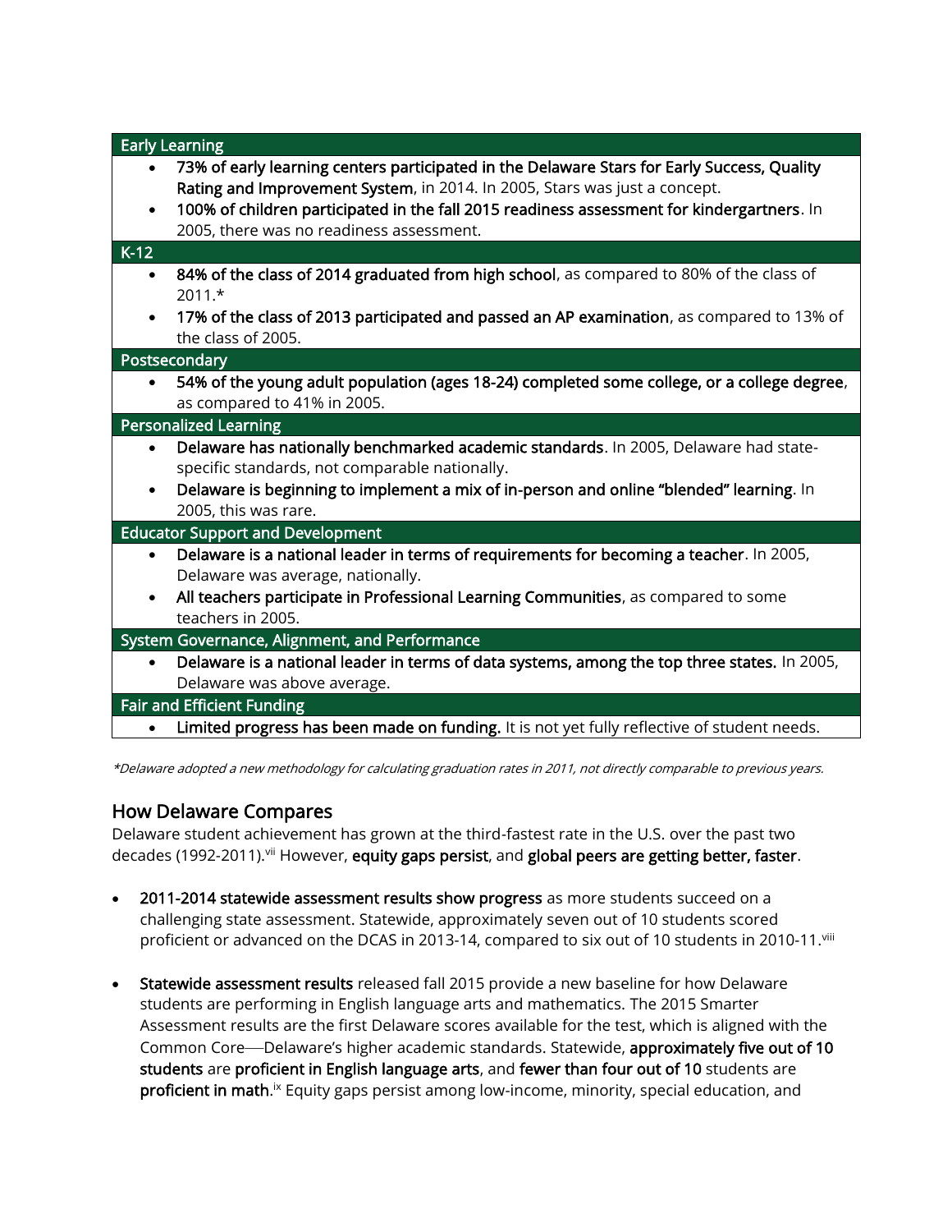| Early Learning |
|---|
| • **73% of early learning centers participated in the Delaware Stars for Early Success, Quality Rating and Improvement System**, in 2014. In 2005, Stars was just a concept.<br>• **100% of children participated in the fall 2015 readiness assessment for kindergartners**. In 2005, there was no readiness assessment. |
| **K-12** |
| • **84% of the class of 2014 graduated from high school**, as compared to 80% of the class of 2011.*<br>• **17% of the class of 2013 participated and passed an AP examination**, as compared to 13% of the class of 2005. |
| **Postsecondary** |
| • **54% of the young adult population (ages 18-24) completed some college, or a college degree**, as compared to 41% in 2005. |
| **Personalized Learning** |
| • **Delaware has nationally benchmarked academic standards**. In 2005, Delaware had state-specific standards, not comparable nationally.<br>• **Delaware is beginning to implement a mix of in-person and online "blended" learning**. In 2005, this was rare. |
| **Educator Support and Development** |
| • **Delaware is a national leader in terms of requirements for becoming a teacher**. In 2005, Delaware was average, nationally.<br>• **All teachers participate in Professional Learning Communities**, as compared to some teachers in 2005. |
| **System Governance, Alignment, and Performance** |
| • **Delaware is a national leader in terms of data systems, among the top three states.** In 2005, Delaware was above average. |
| **Fair and Efficient Funding** |
| • **Limited progress has been made on funding.** It is not yet fully reflective of student needs. |

*\*Delaware adopted a new methodology for calculating graduation rates in 2011, not directly comparable to previous years.*

## How Delaware Compares

Delaware student achievement has grown at the third-fastest rate in the U.S. over the past two decades (1992-2011).[vii] However, **equity gaps persist**, and **global peers are getting better, faster**.

- **2011-2014 statewide assessment results show progress** as more students succeed on a challenging state assessment. Statewide, approximately seven out of 10 students scored proficient or advanced on the DCAS in 2013-14, compared to six out of 10 students in 2010-11.[viii]

- **Statewide assessment results** released fall 2015 provide a new baseline for how Delaware students are performing in English language arts and mathematics. The 2015 Smarter Assessment results are the first Delaware scores available for the test, which is aligned with the Common Core—Delaware's higher academic standards. Statewide, **approximately five out of 10 students** are **proficient in English language arts**, and **fewer than four out of 10** students are **proficient in math**.[ix] Equity gaps persist among low-income, minority, special education, and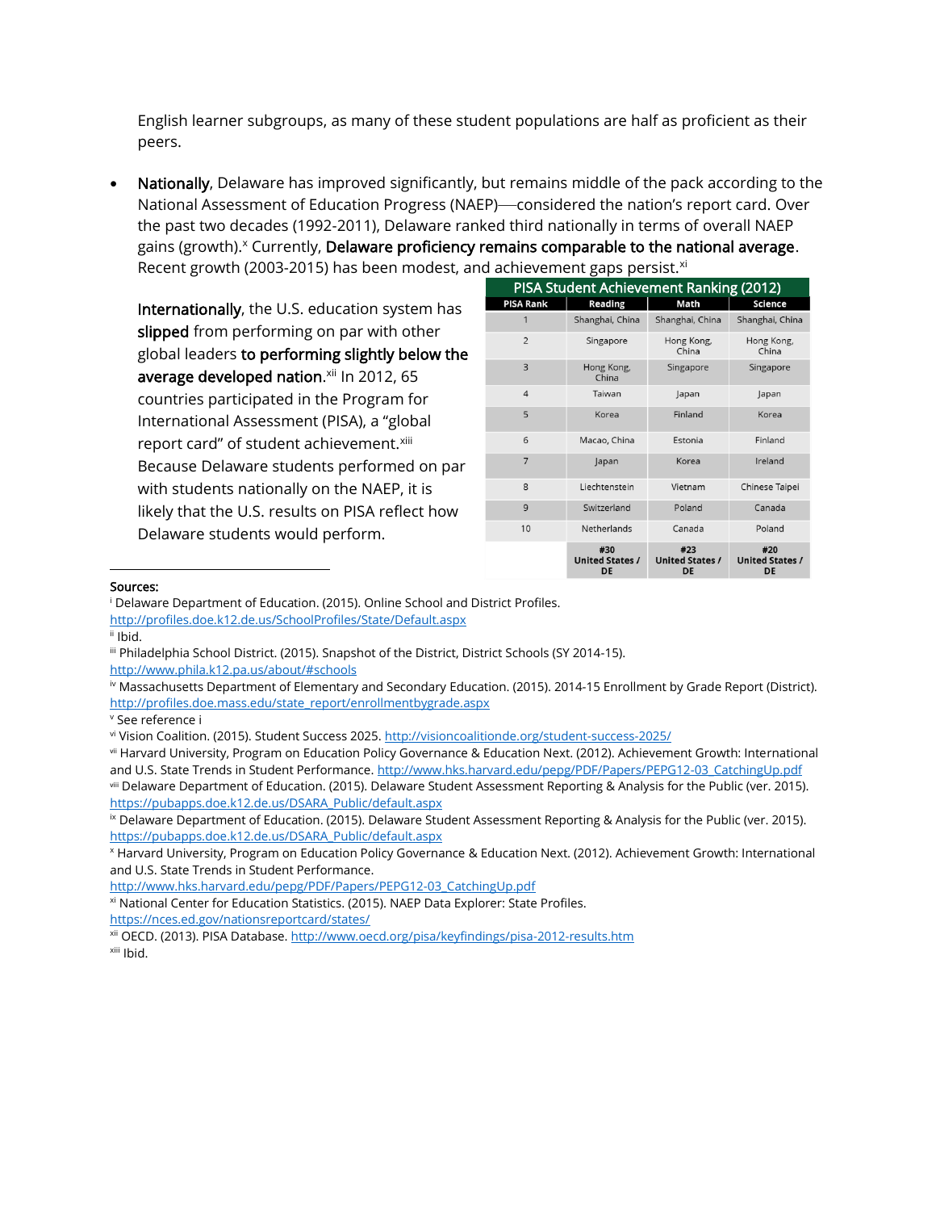English learner subgroups, as many of these student populations are half as proficient as their peers.

- **Nationally**, Delaware has improved significantly, but remains middle of the pack according to the National Assessment of Education Progress (NAEP)—considered the nation's report card. Over the past two decades (1992-2011), Delaware ranked third nationally in terms of overall NAEP gains (growth).[x] Currently, **Delaware proficiency remains comparable to the national average**. Recent growth (2003-2015) has been modest, and achievement gaps persist.[xi]

  **Internationally**, the U.S. education system has **slipped** from performing on par with other global leaders **to performing slightly below the average developed nation**.[xii] In 2012, 65 countries participated in the Program for International Assessment (PISA), a "global report card" of student achievement.[xiii] Because Delaware students performed on par with students nationally on the NAEP, it is likely that the U.S. results on PISA reflect how Delaware students would perform.

**PISA Student Achievement Ranking (2012)**

| PISA Rank | Reading | Math | Science |
|---|---|---|---|
| 1 | Shanghai, China | Shanghai, China | Shanghai, China |
| 2 | Singapore | Hong Kong, China | Hong Kong, China |
| 3 | Hong Kong, China | Singapore | Singapore |
| 4 | Taiwan | Japan | Japan |
| 5 | Korea | Finland | Korea |
| 6 | Macao, China | Estonia | Finland |
| 7 | Japan | Korea | Ireland |
| 8 | Liechtenstein | Vietnam | Chinese Taipei |
| 9 | Switzerland | Poland | Canada |
| 10 | Netherlands | Canada | Poland |
| | **#30 United States / DE** | **#23 United States / DE** | **#20 United States / DE** |

**Sources:**

[i] Delaware Department of Education. (2015). Online School and District Profiles. http://profiles.doe.k12.de.us/SchoolProfiles/State/Default.aspx

[ii] Ibid.

[iii] Philadelphia School District. (2015). Snapshot of the District, District Schools (SY 2014-15). http://www.phila.k12.pa.us/about/#schools

[iv] Massachusetts Department of Elementary and Secondary Education. (2015). 2014-15 Enrollment by Grade Report (District). http://profiles.doe.mass.edu/state_report/enrollmentbygrade.aspx

[v] See reference i

[vi] Vision Coalition. (2015). Student Success 2025. http://visioncoalitionde.org/student-success-2025/

[vii] Harvard University, Program on Education Policy Governance & Education Next. (2012). Achievement Growth: International and U.S. State Trends in Student Performance. http://www.hks.harvard.edu/pepg/PDF/Papers/PEPG12-03_CatchingUp.pdf

[viii] Delaware Department of Education. (2015). Delaware Student Assessment Reporting & Analysis for the Public (ver. 2015). https://pubapps.doe.k12.de.us/DSARA_Public/default.aspx

[ix] Delaware Department of Education. (2015). Delaware Student Assessment Reporting & Analysis for the Public (ver. 2015). https://pubapps.doe.k12.de.us/DSARA_Public/default.aspx

[x] Harvard University, Program on Education Policy Governance & Education Next. (2012). Achievement Growth: International and U.S. State Trends in Student Performance. http://www.hks.harvard.edu/pepg/PDF/Papers/PEPG12-03_CatchingUp.pdf

[xi] National Center for Education Statistics. (2015). NAEP Data Explorer: State Profiles. https://nces.ed.gov/nationsreportcard/states/

[xii] OECD. (2013). PISA Database. http://www.oecd.org/pisa/keyfindings/pisa-2012-results.htm

[xiii] Ibid.